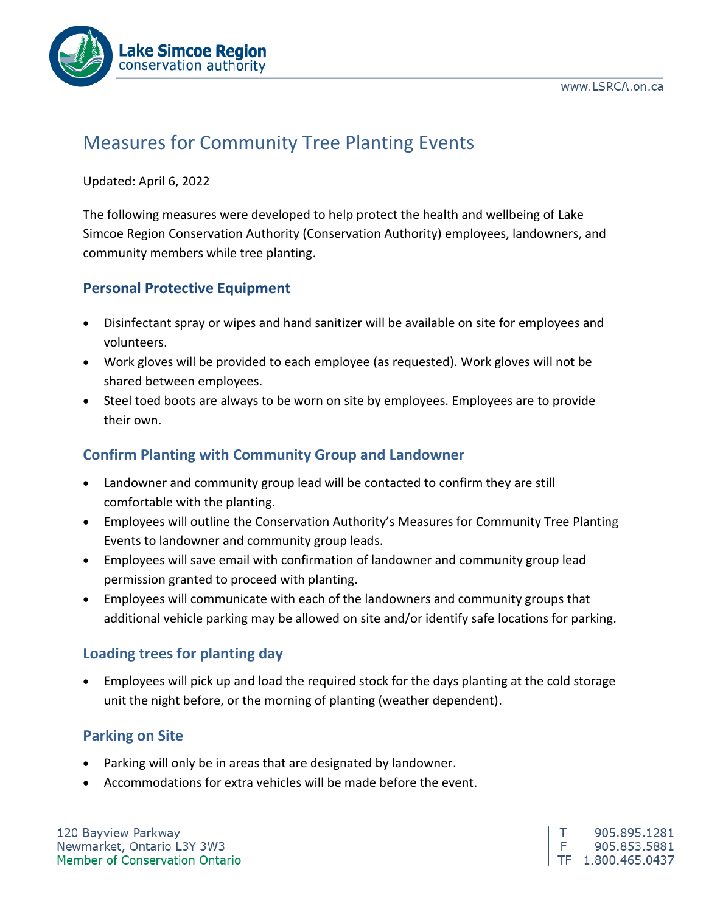# Measures for Community Tree Planting Events

Updated: April 6, 2022

The following measures were developed to help protect the health and wellbeing of Lake Simcoe Region Conservation Authority (Conservation Authority) employees, landowners, and community members while tree planting.

## Personal Protective Equipment

- Disinfectant spray or wipes and hand sanitizer will be available on site for employees and volunteers.
- Work gloves will be provided to each employee (as requested). Work gloves will not be shared between employees.
- Steel toed boots are always to be worn on site by employees. Employees are to provide their own.

## Confirm Planting with Community Group and Landowner

- Landowner and community group lead will be contacted to confirm they are still comfortable with the planting.
- Employees will outline the Conservation Authority's Measures for Community Tree Planting Events to landowner and community group leads.
- Employees will save email with confirmation of landowner and community group lead permission granted to proceed with planting.
- Employees will communicate with each of the landowners and community groups that additional vehicle parking may be allowed on site and/or identify safe locations for parking.

## Loading trees for planting day

- Employees will pick up and load the required stock for the days planting at the cold storage unit the night before, or the morning of planting (weather dependent).

## Parking on Site

- Parking will only be in areas that are designated by landowner.
- Accommodations for extra vehicles will be made before the event.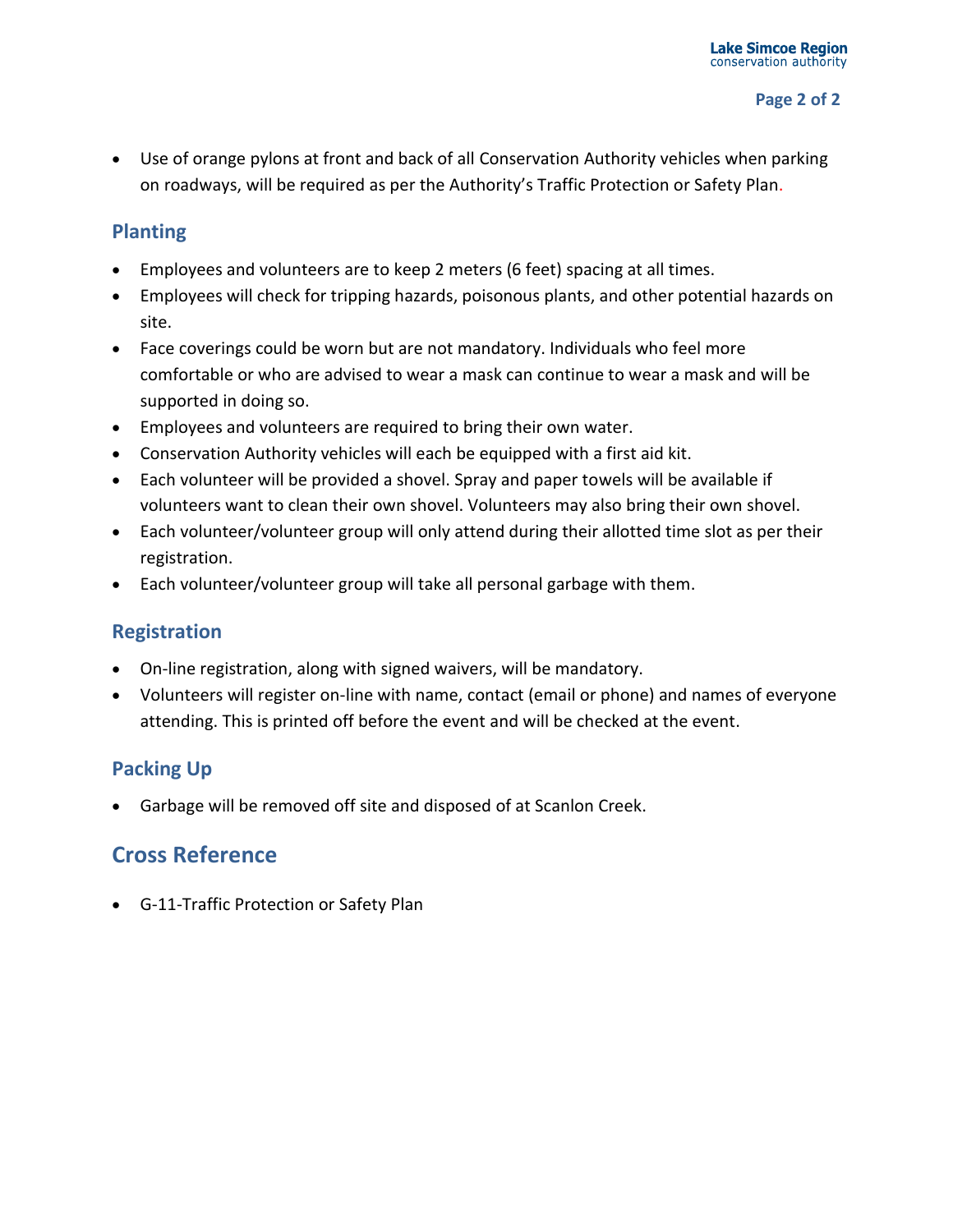- Use of orange pylons at front and back of all Conservation Authority vehicles when parking on roadways, will be required as per the Authority's Traffic Protection or Safety Plan.

### Planting

- Employees and volunteers are to keep 2 meters (6 feet) spacing at all times.
- Employees will check for tripping hazards, poisonous plants, and other potential hazards on site.
- Face coverings could be worn but are not mandatory. Individuals who feel more comfortable or who are advised to wear a mask can continue to wear a mask and will be supported in doing so.
- Employees and volunteers are required to bring their own water.
- Conservation Authority vehicles will each be equipped with a first aid kit.
- Each volunteer will be provided a shovel. Spray and paper towels will be available if volunteers want to clean their own shovel. Volunteers may also bring their own shovel.
- Each volunteer/volunteer group will only attend during their allotted time slot as per their registration.
- Each volunteer/volunteer group will take all personal garbage with them.

### Registration

- On-line registration, along with signed waivers, will be mandatory.
- Volunteers will register on-line with name, contact (email or phone) and names of everyone attending. This is printed off before the event and will be checked at the event.

### Packing Up

- Garbage will be removed off site and disposed of at Scanlon Creek.

## Cross Reference

- G-11-Traffic Protection or Safety Plan